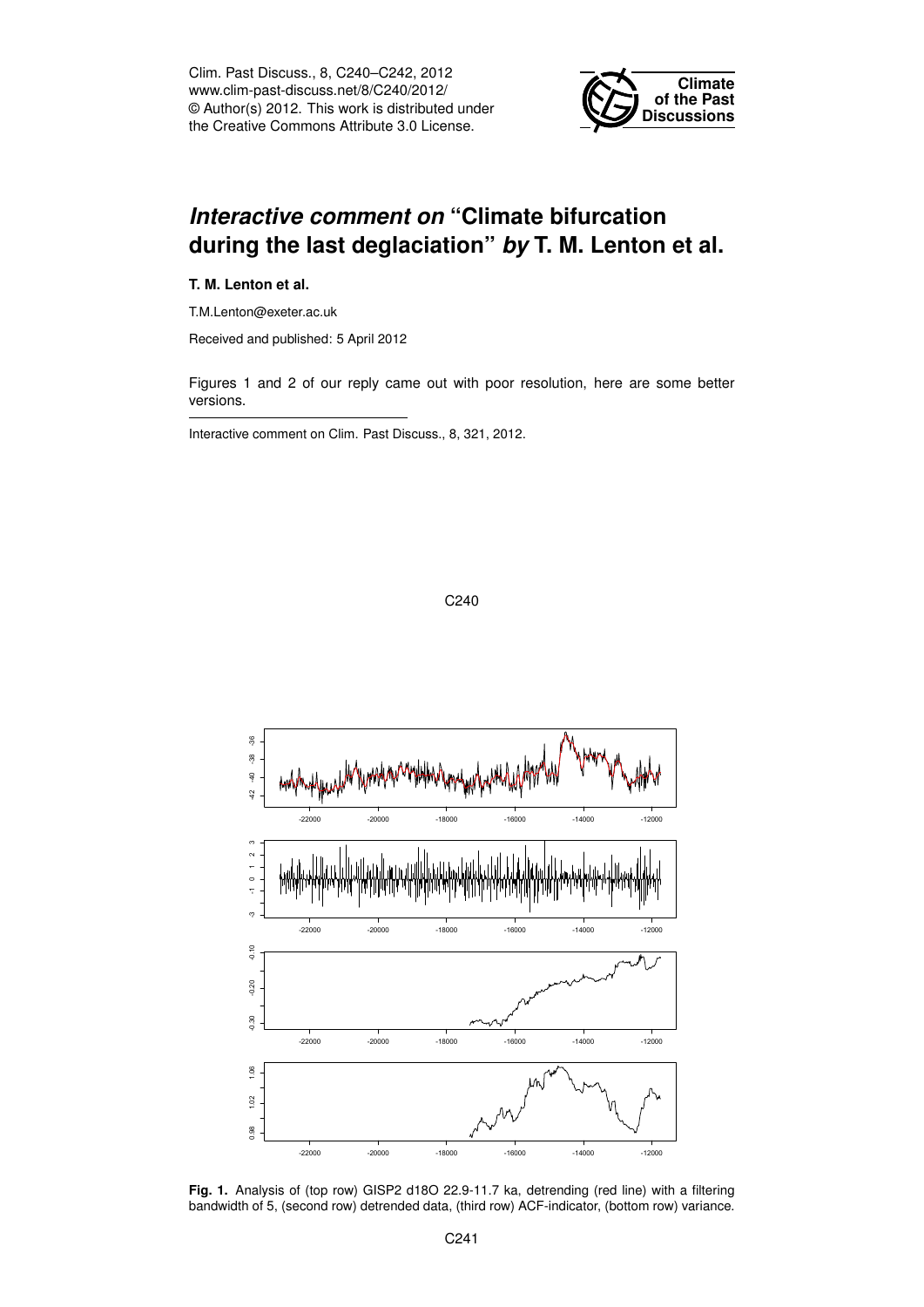# *Interactive comment on* "Climate bifurcation during the last deglaciation" *by* T. M. Lenton et al.

**T. M. Lenton et al.**

T.M.Lenton@exeter.ac.uk

Received and published: 5 April 2012

Figures 1 and 2 of our reply came out with poor resolution, here are some better versions.

---

Interactive comment on Clim. Past Discuss., 8, 321, 2012.

**Fig. 1.** Analysis of (top row) GISP2 d18O 22.9-11.7 ka, detrending (red line) with a filtering bandwidth of 5, (second row) detrended data, (third row) ACF-indicator, (bottom row) variance.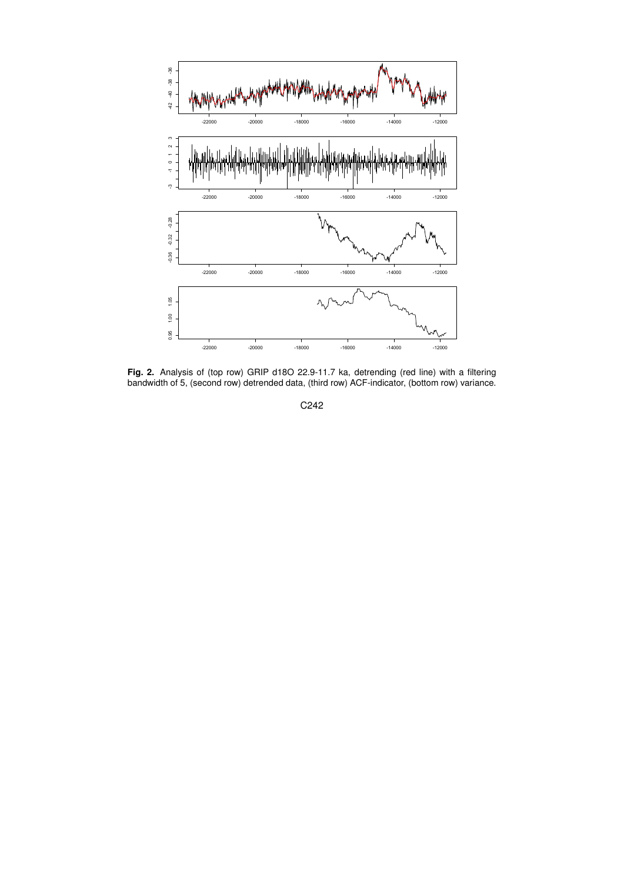-36
-38
-40
-42

-22000 -20000 -18000 -16000 -14000 -12000

3
2
1
0
-1
-3

-22000 -20000 -18000 -16000 -14000 -12000

-0.28
-0.32
-0.36

-22000 -20000 -18000 -16000 -14000 -12000

1.05
1.00
0.95

-22000 -20000 -18000 -16000 -14000 -12000

**Fig. 2.** Analysis of (top row) GRIP d18O 22.9-11.7 ka, detrending (red line) with a filtering bandwidth of 5, (second row) detrended data, (third row) ACF-indicator, (bottom row) variance.